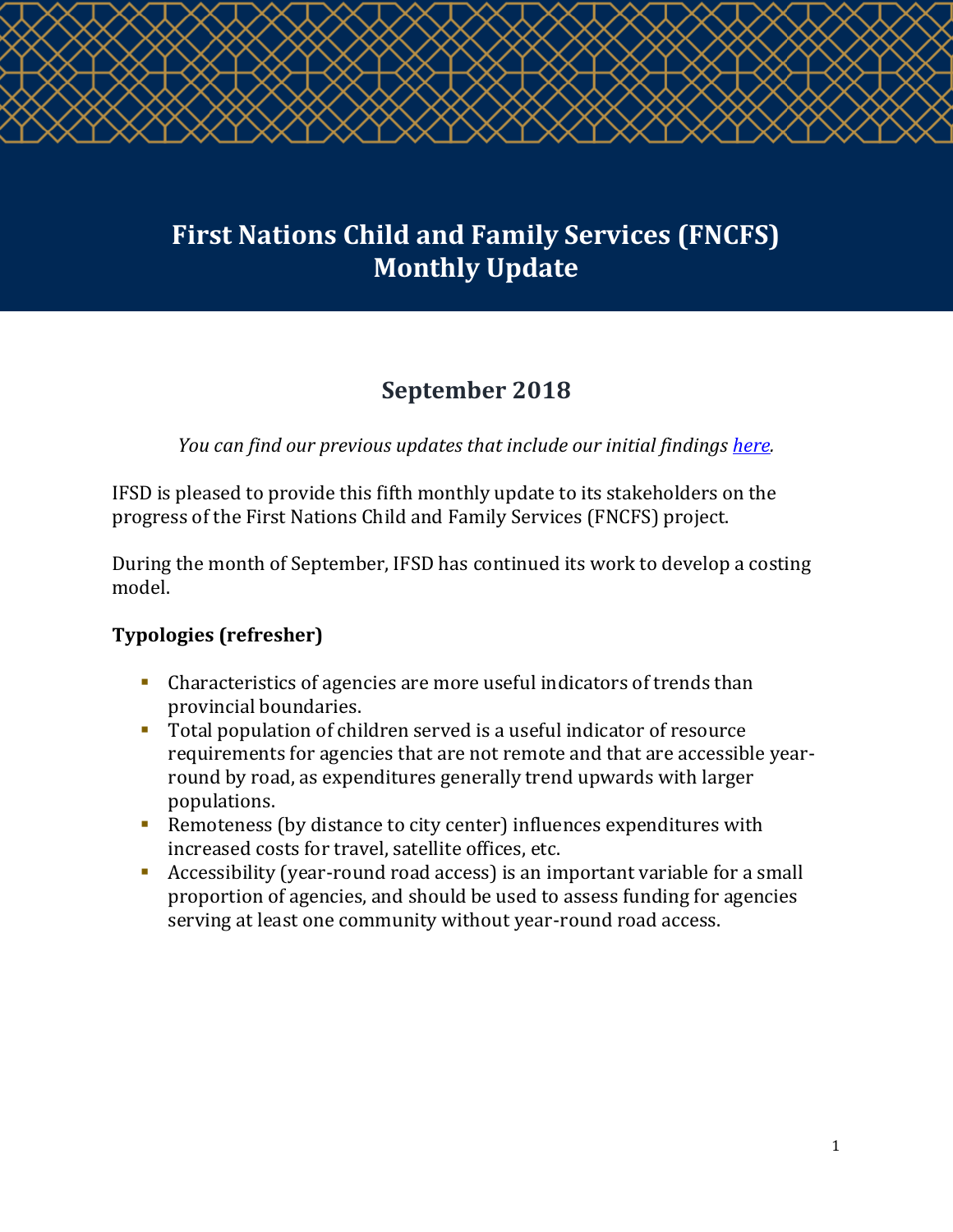# First Nations Child and Family Services (FNCFS) Monthly Update

## September 2018

*You can find our previous updates that include our initial findings here.*

IFSD is pleased to provide this fifth monthly update to its stakeholders on the progress of the First Nations Child and Family Services (FNCFS) project.

During the month of September, IFSD has continued its work to develop a costing model.

### Typologies (refresher)

- Characteristics of agencies are more useful indicators of trends than provincial boundaries.
- Total population of children served is a useful indicator of resource requirements for agencies that are not remote and that are accessible year-round by road, as expenditures generally trend upwards with larger populations.
- Remoteness (by distance to city center) influences expenditures with increased costs for travel, satellite offices, etc.
- Accessibility (year-round road access) is an important variable for a small proportion of agencies, and should be used to assess funding for agencies serving at least one community without year-round road access.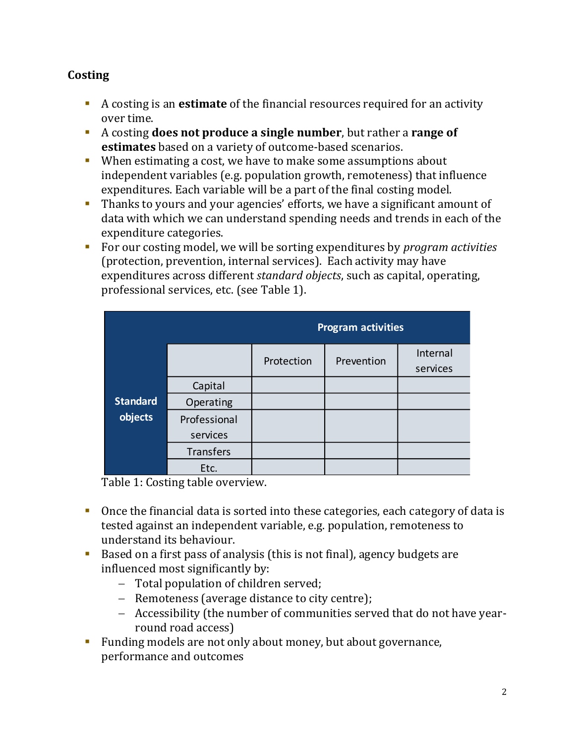## Costing

- A costing is an **estimate** of the financial resources required for an activity over time.
- A costing **does not produce a single number**, but rather a **range of estimates** based on a variety of outcome-based scenarios.
- When estimating a cost, we have to make some assumptions about independent variables (e.g. population growth, remoteness) that influence expenditures. Each variable will be a part of the final costing model.
- Thanks to yours and your agencies' efforts, we have a significant amount of data with which we can understand spending needs and trends in each of the expenditure categories.
- For our costing model, we will be sorting expenditures by *program activities* (protection, prevention, internal services). Each activity may have expenditures across different *standard objects*, such as capital, operating, professional services, etc. (see Table 1).

| | | Program activities | | |
|---|---|---|---|---|
| | | Protection | Prevention | Internal services |
| Standard objects | Capital | | | |
| | Operating | | | |
| | Professional services | | | |
| | Transfers | | | |
| | Etc. | | | |

Table 1: Costing table overview.

- Once the financial data is sorted into these categories, each category of data is tested against an independent variable, e.g. population, remoteness to understand its behaviour.
- Based on a first pass of analysis (this is not final), agency budgets are influenced most significantly by:
  - Total population of children served;
  - Remoteness (average distance to city centre);
  - Accessibility (the number of communities served that do not have year-round road access)
- Funding models are not only about money, but about governance, performance and outcomes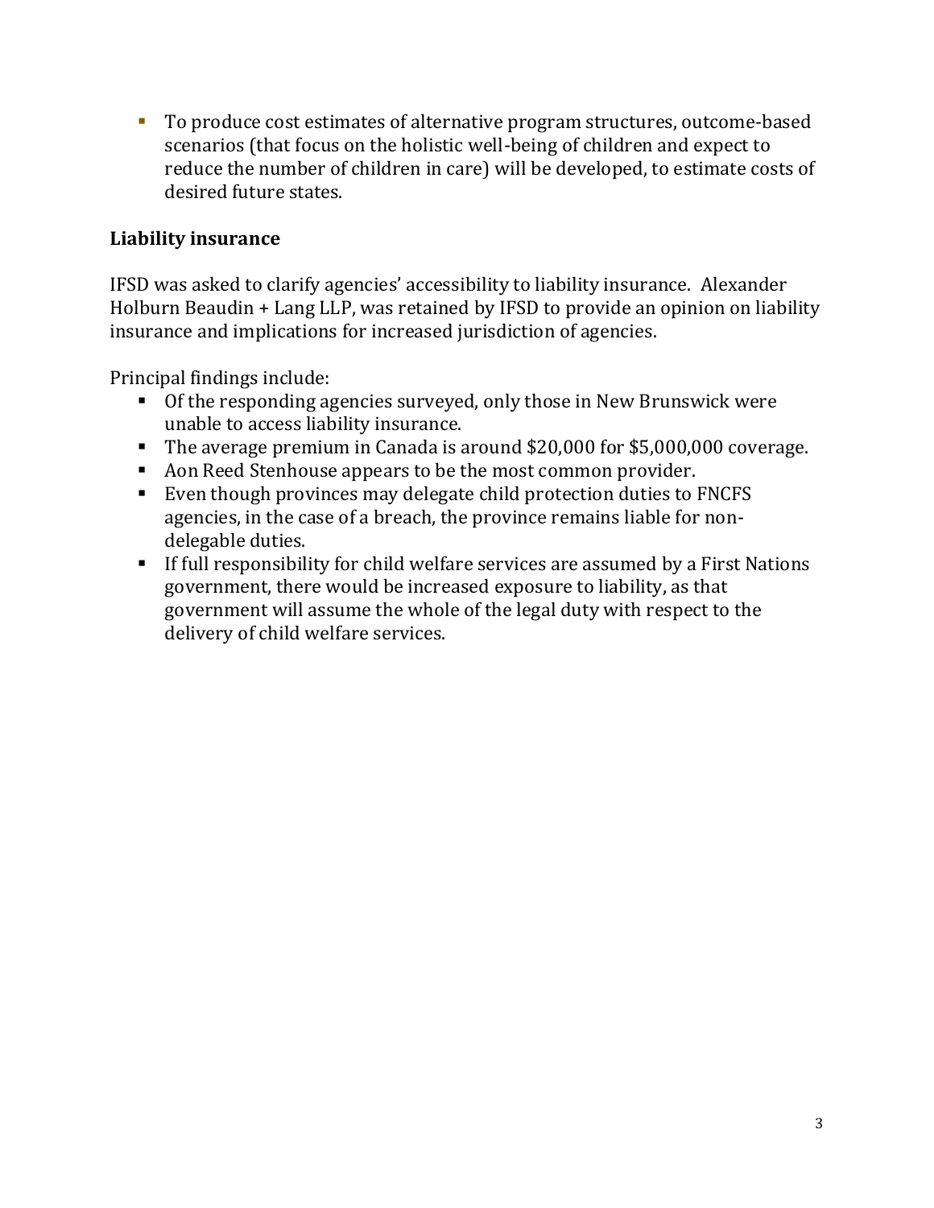- To produce cost estimates of alternative program structures, outcome-based scenarios (that focus on the holistic well-being of children and expect to reduce the number of children in care) will be developed, to estimate costs of desired future states.

### Liability insurance

IFSD was asked to clarify agencies' accessibility to liability insurance. Alexander Holburn Beaudin + Lang LLP, was retained by IFSD to provide an opinion on liability insurance and implications for increased jurisdiction of agencies.

Principal findings include:

- Of the responding agencies surveyed, only those in New Brunswick were unable to access liability insurance.
- The average premium in Canada is around $20,000 for $5,000,000 coverage.
- Aon Reed Stenhouse appears to be the most common provider.
- Even though provinces may delegate child protection duties to FNCFS agencies, in the case of a breach, the province remains liable for non-delegable duties.
- If full responsibility for child welfare services are assumed by a First Nations government, there would be increased exposure to liability, as that government will assume the whole of the legal duty with respect to the delivery of child welfare services.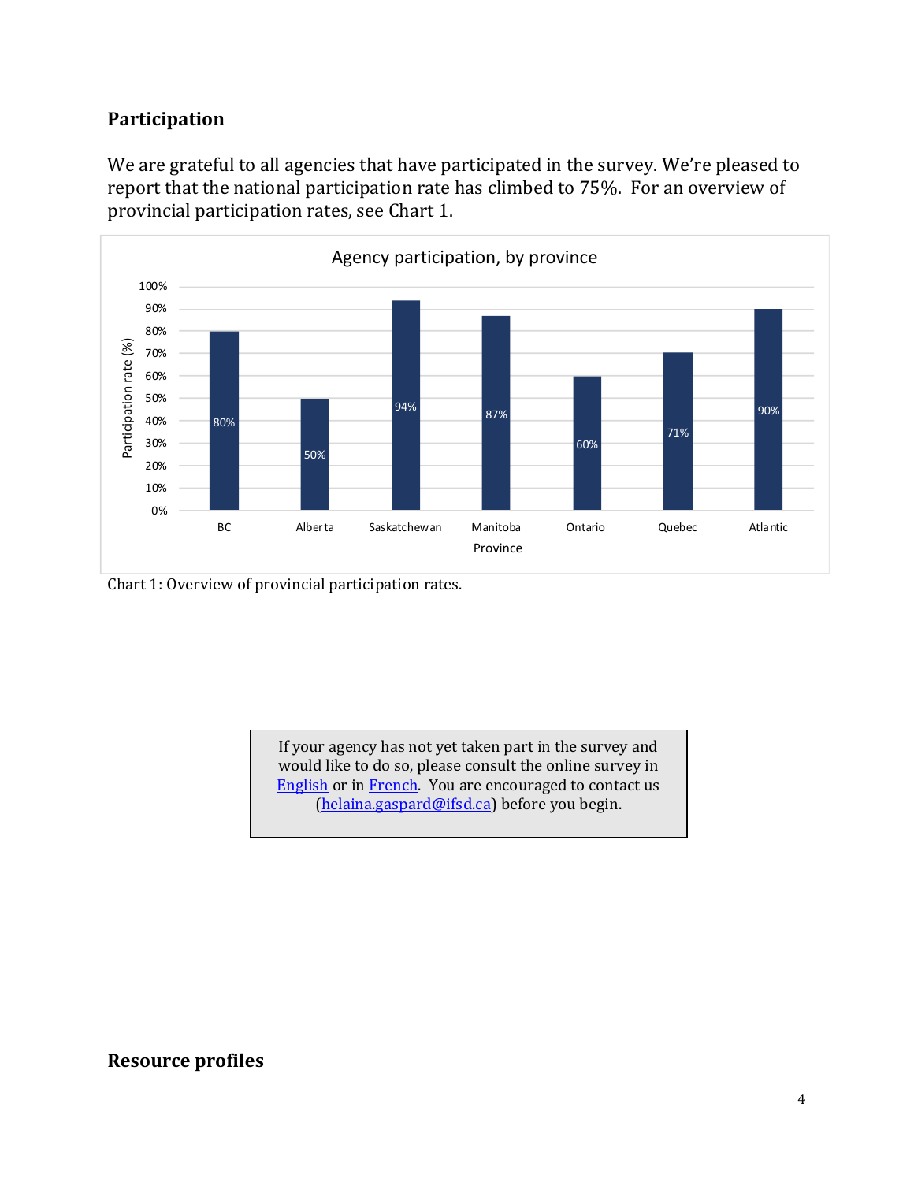## Participation

We are grateful to all agencies that have participated in the survey. We're pleased to report that the national participation rate has climbed to 75%. For an overview of provincial participation rates, see Chart 1.

**Agency participation, by province**

| Province | Participation rate (%) |
|---|---|
| BC | 80% |
| Alberta | 50% |
| Saskatchewan | 94% |
| Manitoba | 87% |
| Ontario | 60% |
| Quebec | 71% |
| Atlantic | 90% |

Chart 1: Overview of provincial participation rates.

> If your agency has not yet taken part in the survey and would like to do so, please consult the online survey in [English] or in [French]. You are encouraged to contact us (helaina.gaspard@ifsd.ca) before you begin.

## Resource profiles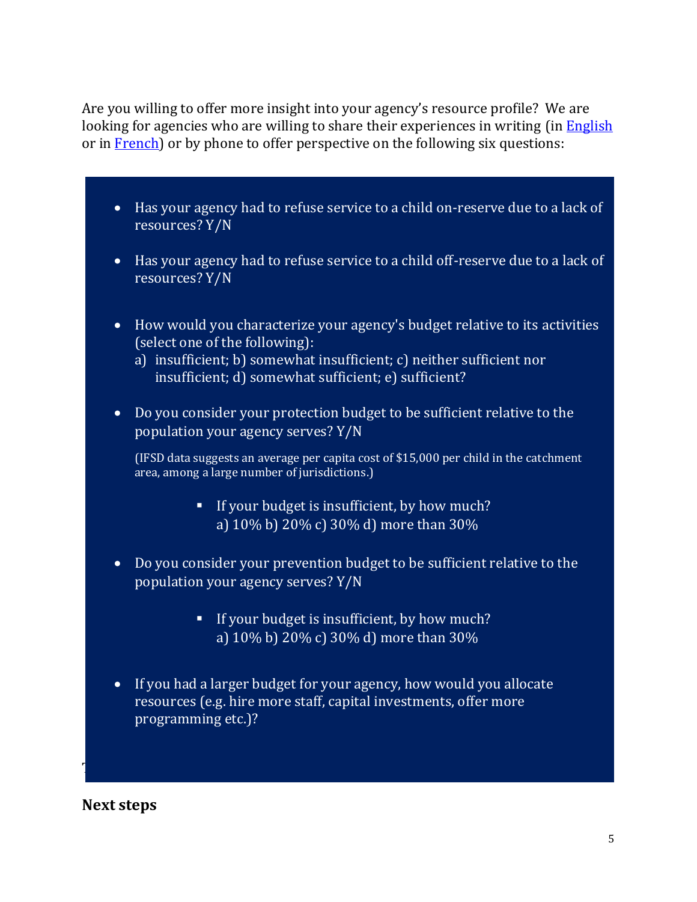Are you willing to offer more insight into your agency's resource profile? We are looking for agencies who are willing to share their experiences in writing (in [English]() or in [French]()) or by phone to offer perspective on the following six questions:

- Has your agency had to refuse service to a child on-reserve due to a lack of resources? Y/N
- Has your agency had to refuse service to a child off-reserve due to a lack of resources? Y/N
- How would you characterize your agency's budget relative to its activities (select one of the following):
  a) insufficient; b) somewhat insufficient; c) neither sufficient nor insufficient; d) somewhat sufficient; e) sufficient?
- Do you consider your protection budget to be sufficient relative to the population your agency serves? Y/N

  (IFSD data suggests an average per capita cost of $15,000 per child in the catchment area, among a large number of jurisdictions.)

  - If your budget is insufficient, by how much?
    a) 10% b) 20% c) 30% d) more than 30%
- Do you consider your prevention budget to be sufficient relative to the population your agency serves? Y/N
  - If your budget is insufficient, by how much?
    a) 10% b) 20% c) 30% d) more than 30%
- If you had a larger budget for your agency, how would you allocate resources (e.g. hire more staff, capital investments, offer more programming etc.)?

## Next steps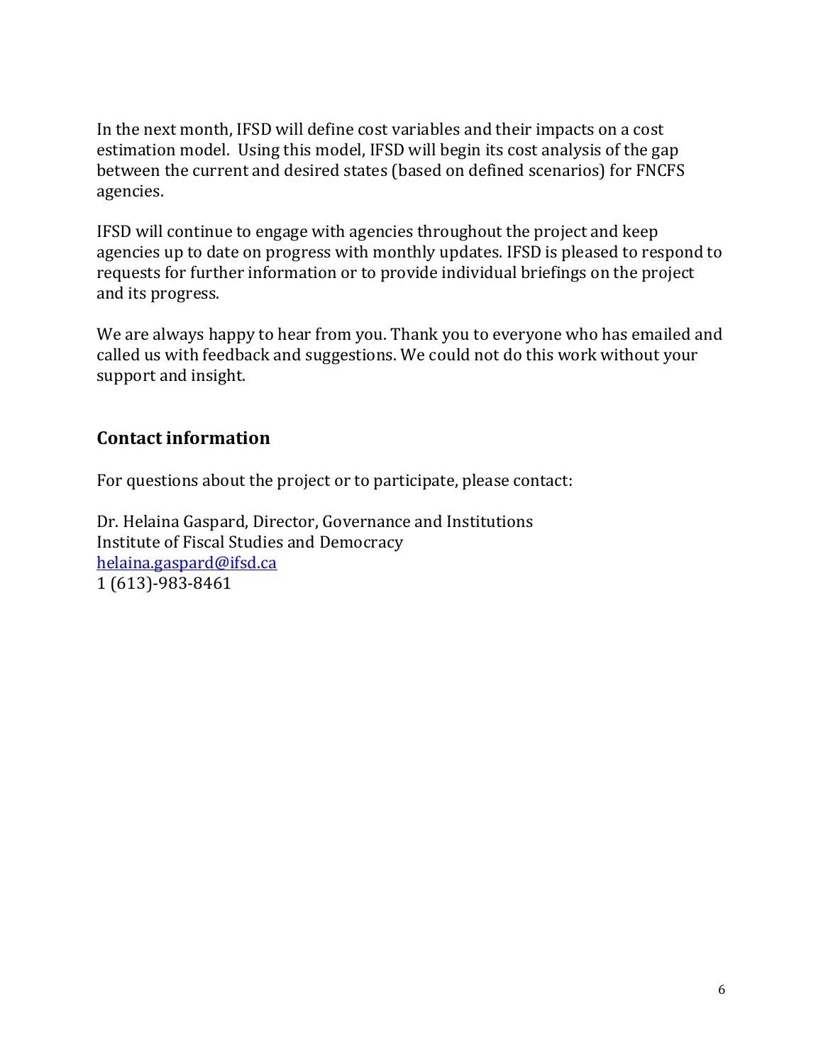In the next month, IFSD will define cost variables and their impacts on a cost estimation model. Using this model, IFSD will begin its cost analysis of the gap between the current and desired states (based on defined scenarios) for FNCFS agencies.

IFSD will continue to engage with agencies throughout the project and keep agencies up to date on progress with monthly updates. IFSD is pleased to respond to requests for further information or to provide individual briefings on the project and its progress.

We are always happy to hear from you. Thank you to everyone who has emailed and called us with feedback and suggestions. We could not do this work without your support and insight.

## Contact information

For questions about the project or to participate, please contact:

Dr. Helaina Gaspard, Director, Governance and Institutions
Institute of Fiscal Studies and Democracy
helaina.gaspard@ifsd.ca
1 (613)-983-8461